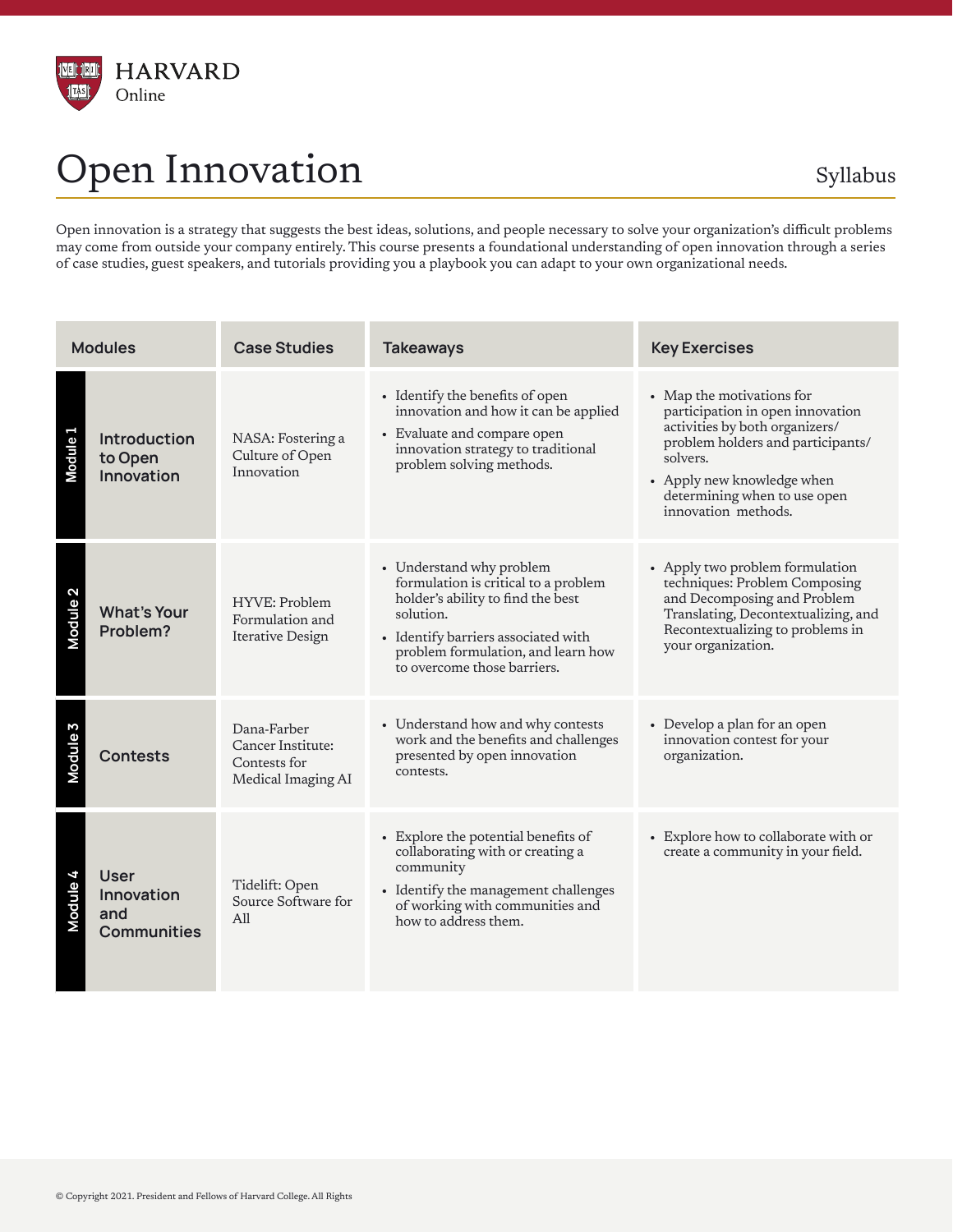HARVARD
Online

# Open Innovation

Syllabus

Open innovation is a strategy that suggests the best ideas, solutions, and people necessary to solve your organization's difficult problems may come from outside your company entirely. This course presents a foundational understanding of open innovation through a series of case studies, guest speakers, and tutorials providing you a playbook you can adapt to your own organizational needs.

| Modules | | Case Studies | Takeaways | Key Exercises |
|---|---|---|---|---|
| Module 1 | **Introduction to Open Innovation** | NASA: Fostering a Culture of Open Innovation | • Identify the benefits of open innovation and how it can be applied<br>• Evaluate and compare open innovation strategy to traditional problem solving methods. | • Map the motivations for participation in open innovation activities by both organizers/ problem holders and participants/ solvers.<br>• Apply new knowledge when determining when to use open innovation methods. |
| Module 2 | **What's Your Problem?** | HYVE: Problem Formulation and Iterative Design | • Understand why problem formulation is critical to a problem holder's ability to find the best solution.<br>• Identify barriers associated with problem formulation, and learn how to overcome those barriers. | • Apply two problem formulation techniques: Problem Composing and Decomposing and Problem Translating, Decontextualizing, and Recontextualizing to problems in your organization. |
| Module 3 | **Contests** | Dana-Farber Cancer Institute: Contests for Medical Imaging AI | • Understand how and why contests work and the benefits and challenges presented by open innovation contests. | • Develop a plan for an open innovation contest for your organization. |
| Module 4 | **User Innovation and Communities** | Tidelift: Open Source Software for All | • Explore the potential benefits of collaborating with or creating a community<br>• Identify the management challenges of working with communities and how to address them. | • Explore how to collaborate with or create a community in your field. |

© Copyright 2021. President and Fellows of Harvard College. All Rights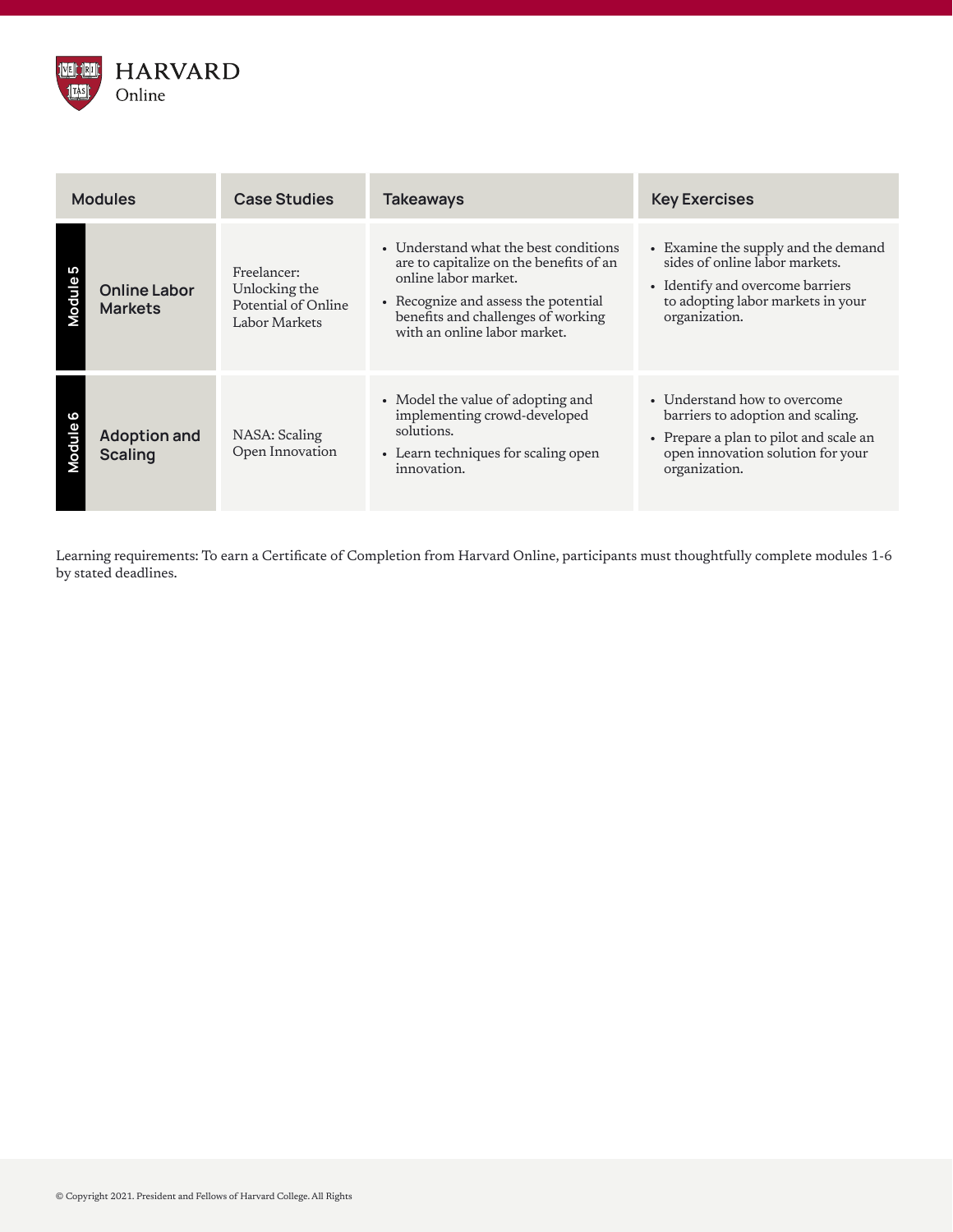| Modules | | Case Studies | Takeaways | Key Exercises |
|---|---|---|---|---|
| Module 5 | Online Labor Markets | Freelancer: Unlocking the Potential of Online Labor Markets | • Understand what the best conditions are to capitalize on the benefits of an online labor market.<br>• Recognize and assess the potential benefits and challenges of working with an online labor market. | • Examine the supply and the demand sides of online labor markets.<br>• Identify and overcome barriers to adopting labor markets in your organization. |
| Module 6 | Adoption and Scaling | NASA: Scaling Open Innovation | • Model the value of adopting and implementing crowd-developed solutions.<br>• Learn techniques for scaling open innovation. | • Understand how to overcome barriers to adoption and scaling.<br>• Prepare a plan to pilot and scale an open innovation solution for your organization. |

Learning requirements: To earn a Certificate of Completion from Harvard Online, participants must thoughtfully complete modules 1-6 by stated deadlines.

© Copyright 2021. President and Fellows of Harvard College. All Rights